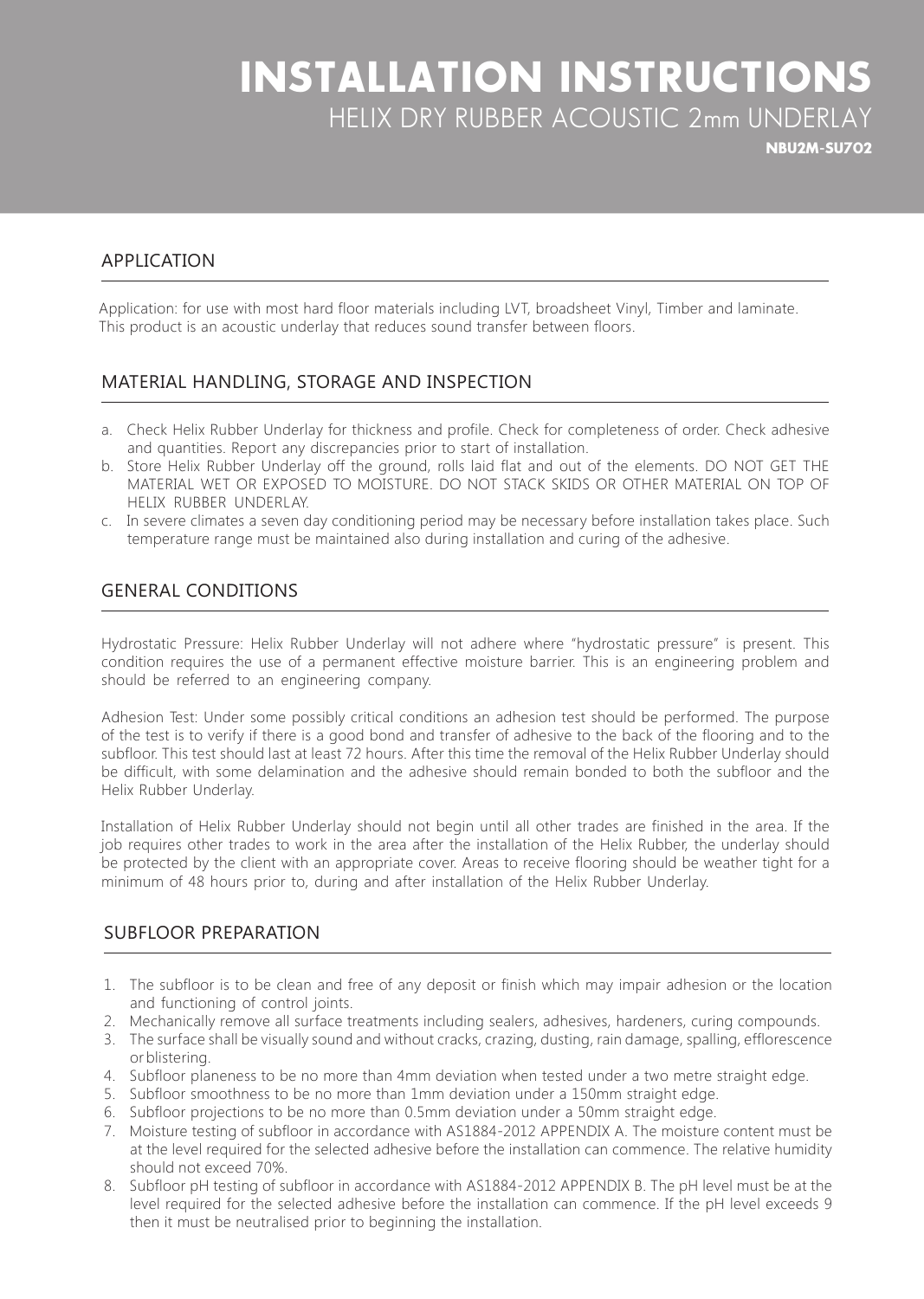# INSTALLATION INSTRUCTIONS

## HELIX DRY RUBBER ACOUSTIC 2mm UNDERLAY

**NBU2M-SU702**

## APPLICATION

Application: for use with most hard floor materials including LVT, broadsheet Vinyl, Timber and laminate. This product is an acoustic underlay that reduces sound transfer between floors.

## MATERIAL HANDLING, STORAGE AND INSPECTION

a. Check Helix Rubber Underlay for thickness and profile. Check for completeness of order. Check adhesive and quantities. Report any discrepancies prior to start of installation.
b. Store Helix Rubber Underlay off the ground, rolls laid flat and out of the elements. DO NOT GET THE MATERIAL WET OR EXPOSED TO MOISTURE. DO NOT STACK SKIDS OR OTHER MATERIAL ON TOP OF HELIX RUBBER UNDERLAY.
c. In severe climates a seven day conditioning period may be necessary before installation takes place. Such temperature range must be maintained also during installation and curing of the adhesive.

## GENERAL CONDITIONS

Hydrostatic Pressure: Helix Rubber Underlay will not adhere where "hydrostatic pressure" is present. This condition requires the use of a permanent effective moisture barrier. This is an engineering problem and should be referred to an engineering company.

Adhesion Test: Under some possibly critical conditions an adhesion test should be performed. The purpose of the test is to verify if there is a good bond and transfer of adhesive to the back of the flooring and to the subfloor. This test should last at least 72 hours. After this time the removal of the Helix Rubber Underlay should be difficult, with some delamination and the adhesive should remain bonded to both the subfloor and the Helix Rubber Underlay.

Installation of Helix Rubber Underlay should not begin until all other trades are finished in the area. If the job requires other trades to work in the area after the installation of the Helix Rubber, the underlay should be protected by the client with an appropriate cover. Areas to receive flooring should be weather tight for a minimum of 48 hours prior to, during and after installation of the Helix Rubber Underlay.

## SUBFLOOR PREPARATION

1. The subfloor is to be clean and free of any deposit or finish which may impair adhesion or the location and functioning of control joints.
2. Mechanically remove all surface treatments including sealers, adhesives, hardeners, curing compounds.
3. The surface shall be visually sound and without cracks, crazing, dusting, rain damage, spalling, efflorescence or blistering.
4. Subfloor planeness to be no more than 4mm deviation when tested under a two metre straight edge.
5. Subfloor smoothness to be no more than 1mm deviation under a 150mm straight edge.
6. Subfloor projections to be no more than 0.5mm deviation under a 50mm straight edge.
7. Moisture testing of subfloor in accordance with AS1884-2012 APPENDIX A. The moisture content must be at the level required for the selected adhesive before the installation can commence. The relative humidity should not exceed 70%.
8. Subfloor pH testing of subfloor in accordance with AS1884-2012 APPENDIX B. The pH level must be at the level required for the selected adhesive before the installation can commence. If the pH level exceeds 9 then it must be neutralised prior to beginning the installation.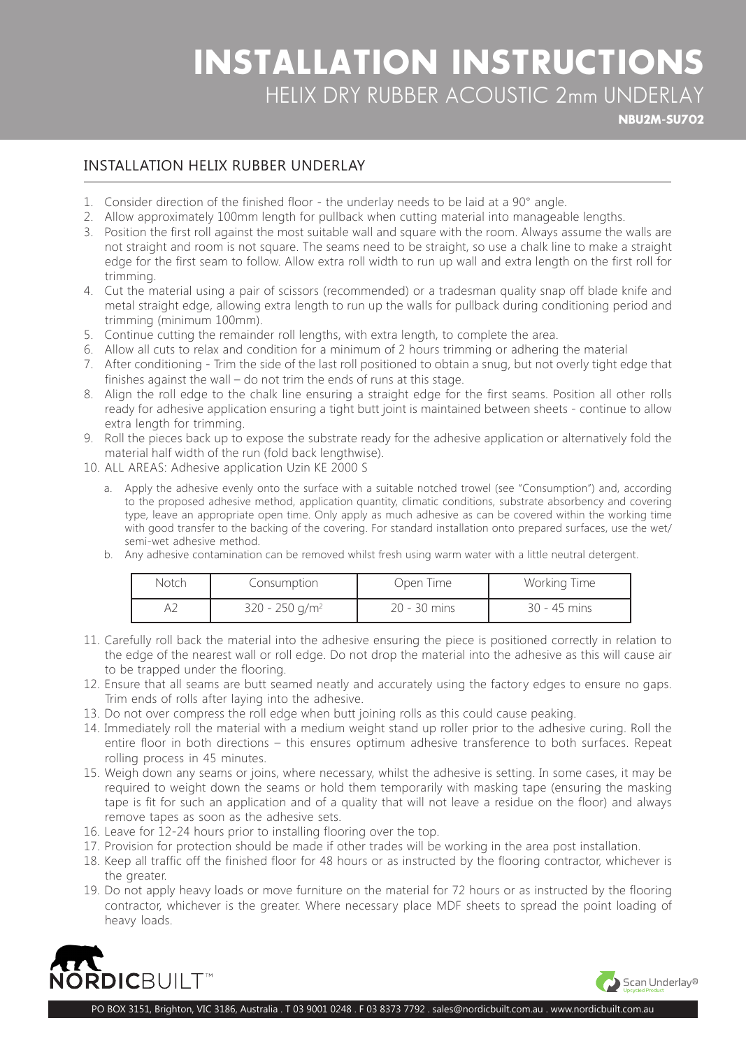# INSTALLATION INSTRUCTIONS

## HELIX DRY RUBBER ACOUSTIC 2mm UNDERLAY

**NBU2M-SU702**

### INSTALLATION HELIX RUBBER UNDERLAY

1. Consider direction of the finished floor - the underlay needs to be laid at a 90° angle.
2. Allow approximately 100mm length for pullback when cutting material into manageable lengths.
3. Position the first roll against the most suitable wall and square with the room. Always assume the walls are not straight and room is not square. The seams need to be straight, so use a chalk line to make a straight edge for the first seam to follow. Allow extra roll width to run up wall and extra length on the first roll for trimming.
4. Cut the material using a pair of scissors (recommended) or a tradesman quality snap off blade knife and metal straight edge, allowing extra length to run up the walls for pullback during conditioning period and trimming (minimum 100mm).
5. Continue cutting the remainder roll lengths, with extra length, to complete the area.
6. Allow all cuts to relax and condition for a minimum of 2 hours trimming or adhering the material
7. After conditioning - Trim the side of the last roll positioned to obtain a snug, but not overly tight edge that finishes against the wall – do not trim the ends of runs at this stage.
8. Align the roll edge to the chalk line ensuring a straight edge for the first seams. Position all other rolls ready for adhesive application ensuring a tight butt joint is maintained between sheets - continue to allow extra length for trimming.
9. Roll the pieces back up to expose the substrate ready for the adhesive application or alternatively fold the material half width of the run (fold back lengthwise).
10. ALL AREAS: Adhesive application Uzin KE 2000 S
    a. Apply the adhesive evenly onto the surface with a suitable notched trowel (see "Consumption") and, according to the proposed adhesive method, application quantity, climatic conditions, substrate absorbency and covering type, leave an appropriate open time. Only apply as much adhesive as can be covered within the working time with good transfer to the backing of the covering. For standard installation onto prepared surfaces, use the wet/ semi-wet adhesive method.
    b. Any adhesive contamination can be removed whilst fresh using warm water with a little neutral detergent.

| Notch | Consumption | Open Time | Working Time |
|---|---|---|---|
| A2 | 320 - 250 g/m² | 20 - 30 mins | 30 - 45 mins |

11. Carefully roll back the material into the adhesive ensuring the piece is positioned correctly in relation to the edge of the nearest wall or roll edge. Do not drop the material into the adhesive as this will cause air to be trapped under the flooring.
12. Ensure that all seams are butt seamed neatly and accurately using the factory edges to ensure no gaps. Trim ends of rolls after laying into the adhesive.
13. Do not over compress the roll edge when butt joining rolls as this could cause peaking.
14. Immediately roll the material with a medium weight stand up roller prior to the adhesive curing. Roll the entire floor in both directions – this ensures optimum adhesive transference to both surfaces. Repeat rolling process in 45 minutes.
15. Weigh down any seams or joins, where necessary, whilst the adhesive is setting. In some cases, it may be required to weight down the seams or hold them temporarily with masking tape (ensuring the masking tape is fit for such an application and of a quality that will not leave a residue on the floor) and always remove tapes as soon as the adhesive sets.
16. Leave for 12-24 hours prior to installing flooring over the top.
17. Provision for protection should be made if other trades will be working in the area post installation.
18. Keep all traffic off the finished floor for 48 hours or as instructed by the flooring contractor, whichever is the greater.
19. Do not apply heavy loads or move furniture on the material for 72 hours or as instructed by the flooring contractor, whichever is the greater. Where necessary place MDF sheets to spread the point loading of heavy loads.

NORDICBUILT™

Scan Underlay® Upcycled Product

PO BOX 3151, Brighton, VIC 3186, Australia . T 03 9001 0248 . F 03 8373 7792 . sales@nordicbuilt.com.au . www.nordicbuilt.com.au